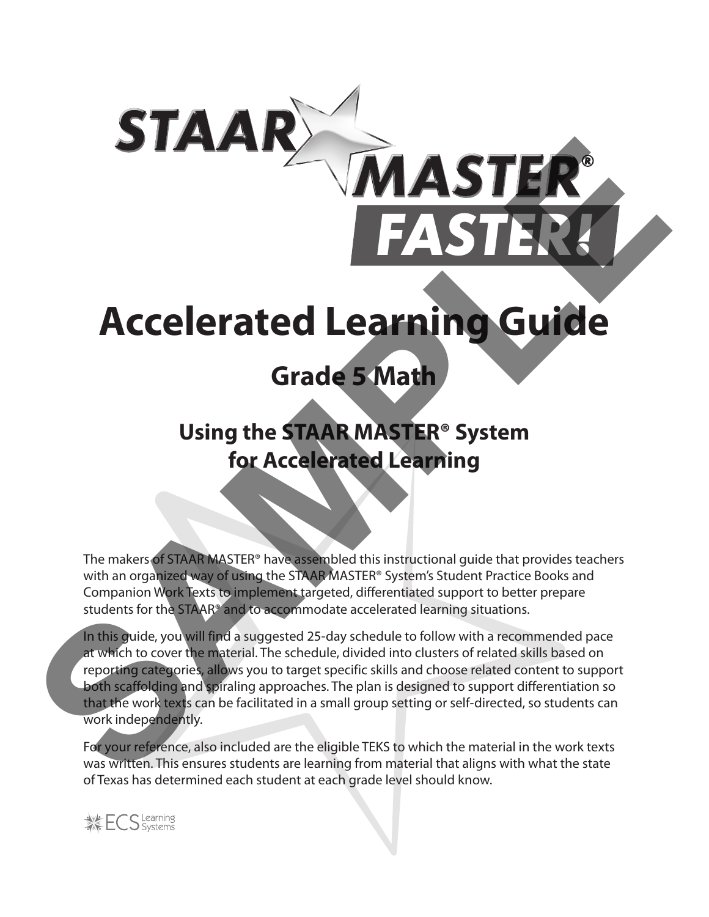# STAAR MASTER® FASTER!

# Accelerated Learning Guide

## Grade 5 Math

### Using the STAAR MASTER® System for Accelerated Learning

The makers of STAAR MASTER® have assembled this instructional guide that provides teachers with an organized way of using the STAAR MASTER® System's Student Practice Books and Companion Work Texts to implement targeted, differentiated support to better prepare students for the STAAR® and to accommodate accelerated learning situations.

In this guide, you will find a suggested 25-day schedule to follow with a recommended pace at which to cover the material. The schedule, divided into clusters of related skills based on reporting categories, allows you to target specific skills and choose related content to support both scaffolding and spiraling approaches. The plan is designed to support differentiation so that the work texts can be facilitated in a small group setting or self-directed, so students can work independently.

For your reference, also included are the eligible TEKS to which the material in the work texts was written. This ensures students are learning from material that aligns with what the state of Texas has determined each student at each grade level should know.

ECS Learning Systems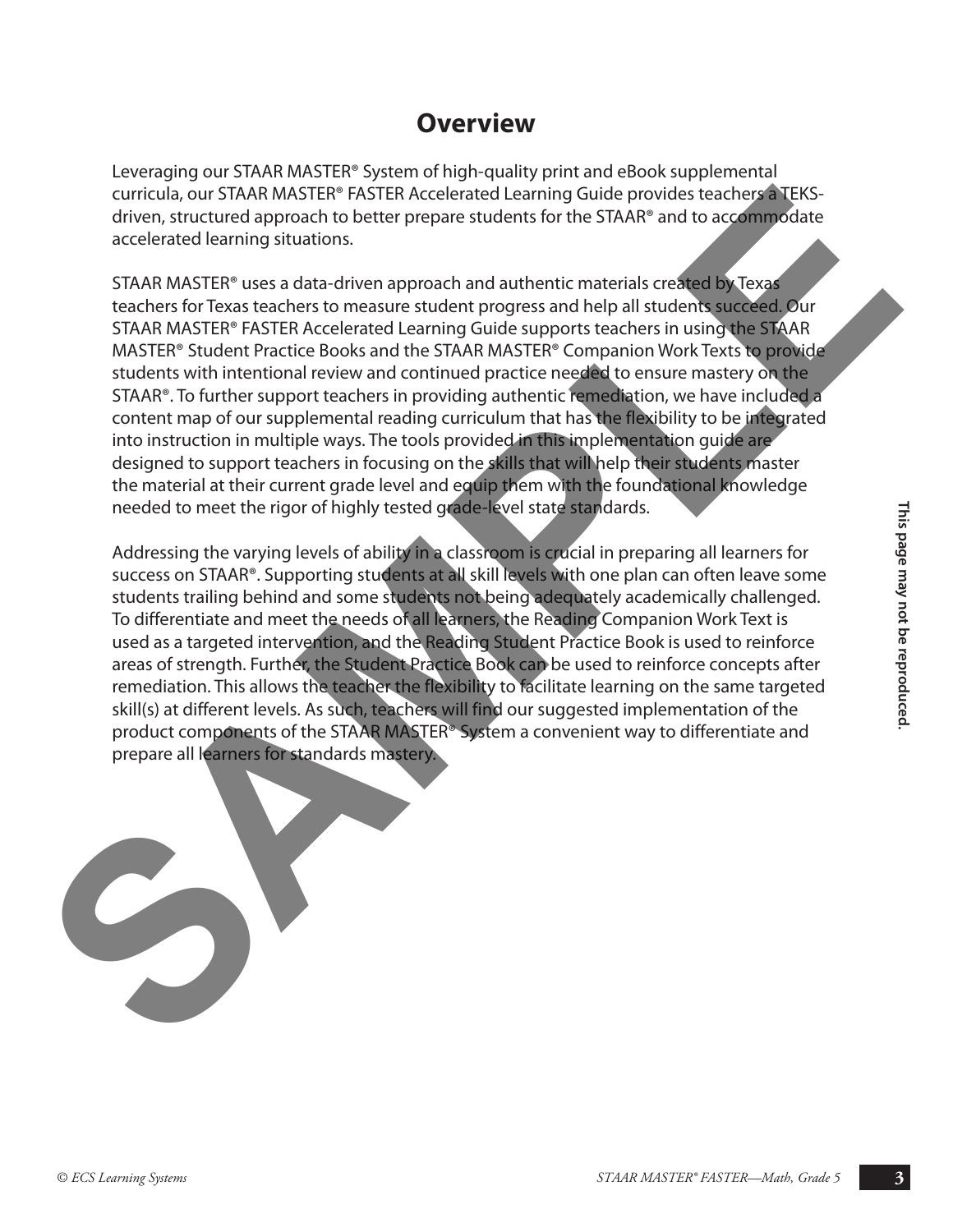# Overview

Leveraging our STAAR MASTER® System of high-quality print and eBook supplemental curricula, our STAAR MASTER® FASTER Accelerated Learning Guide provides teachers a TEKS-driven, structured approach to better prepare students for the STAAR® and to accommodate accelerated learning situations.

STAAR MASTER® uses a data-driven approach and authentic materials created by Texas teachers for Texas teachers to measure student progress and help all students succeed. Our STAAR MASTER® FASTER Accelerated Learning Guide supports teachers in using the STAAR MASTER® Student Practice Books and the STAAR MASTER® Companion Work Texts to provide students with intentional review and continued practice needed to ensure mastery on the STAAR®. To further support teachers in providing authentic remediation, we have included a content map of our supplemental reading curriculum that has the flexibility to be integrated into instruction in multiple ways. The tools provided in this implementation guide are designed to support teachers in focusing on the skills that will help their students master the material at their current grade level and equip them with the foundational knowledge needed to meet the rigor of highly tested grade-level state standards.

Addressing the varying levels of ability in a classroom is crucial in preparing all learners for success on STAAR®. Supporting students at all skill levels with one plan can often leave some students trailing behind and some students not being adequately academically challenged. To differentiate and meet the needs of all learners, the Reading Companion Work Text is used as a targeted intervention, and the Reading Student Practice Book is used to reinforce areas of strength. Further, the Student Practice Book can be used to reinforce concepts after remediation. This allows the teacher the flexibility to facilitate learning on the same targeted skill(s) at different levels. As such, teachers will find our suggested implementation of the product components of the STAAR MASTER® System a convenient way to differentiate and prepare all learners for standards mastery.

**This page may not be reproduced.**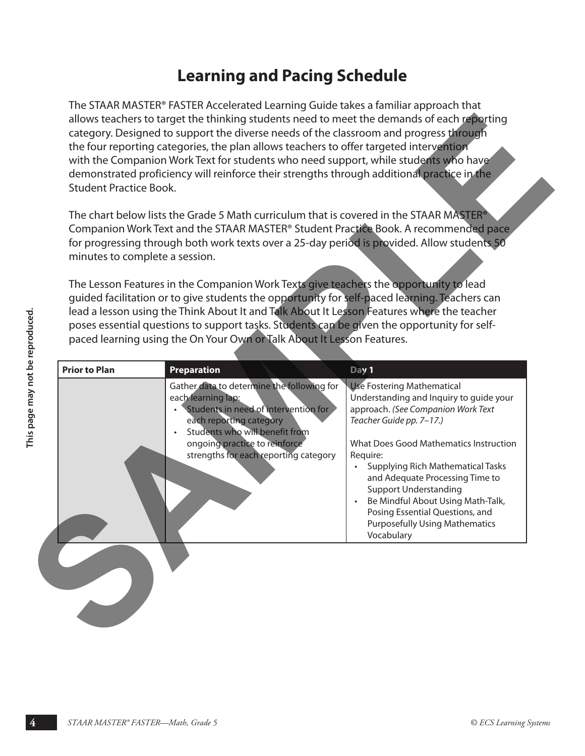# Learning and Pacing Schedule

The STAAR MASTER® FASTER Accelerated Learning Guide takes a familiar approach that allows teachers to target the thinking students need to meet the demands of each reporting category. Designed to support the diverse needs of the classroom and progress through the four reporting categories, the plan allows teachers to offer targeted intervention with the Companion Work Text for students who need support, while students who have demonstrated proficiency will reinforce their strengths through additional practice in the Student Practice Book.

The chart below lists the Grade 5 Math curriculum that is covered in the STAAR MASTER® Companion Work Text and the STAAR MASTER® Student Practice Book. A recommended pace for progressing through both work texts over a 25-day period is provided. Allow students 50 minutes to complete a session.

The Lesson Features in the Companion Work Texts give teachers the opportunity to lead guided facilitation or to give students the opportunity for self-paced learning. Teachers can lead a lesson using the Think About It and Talk About It Lesson Features where the teacher poses essential questions to support tasks. Students can be given the opportunity for self-paced learning using the On Your Own or Talk About It Lesson Features.

| Prior to Plan | Preparation | Day 1 |
|---|---|---|
| | Gather data to determine the following for each learning lap:<br>• Students in need of intervention for each reporting category<br>• Students who will benefit from ongoing practice to reinforce strengths for each reporting category | Use Fostering Mathematical Understanding and Inquiry to guide your approach. *(See Companion Work Text Teacher Guide pp. 7–17.)*<br><br>What Does Good Mathematics Instruction Require:<br>• Supplying Rich Mathematical Tasks and Adequate Processing Time to Support Understanding<br>• Be Mindful About Using Math-Talk, Posing Essential Questions, and Purposefully Using Mathematics Vocabulary |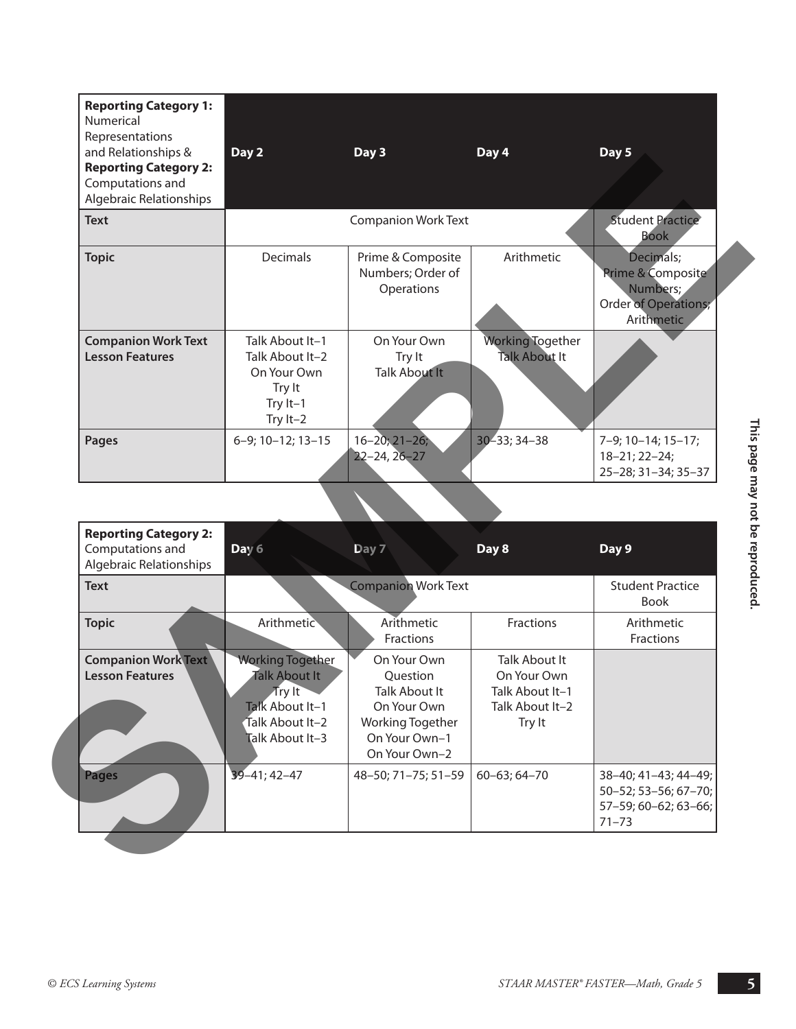| **Reporting Category 1:** Numerical Representations and Relationships & **Reporting Category 2:** Computations and Algebraic Relationships | Day 2 | Day 3 | Day 4 | Day 5 |
|---|---|---|---|---|
| **Text** | Companion Work Text | | | Student Practice Book |
| **Topic** | Decimals | Prime & Composite Numbers; Order of Operations | Arithmetic | Decimals; Prime & Composite Numbers; Order of Operations; Arithmetic |
| **Companion Work Text Lesson Features** | Talk About It–1<br>Talk About It–2<br>On Your Own<br>Try It<br>Try It–1<br>Try It–2 | On Your Own<br>Try It<br>Talk About It | Working Together<br>Talk About It | |
| **Pages** | 6–9; 10–12; 13–15 | 16–20; 21–26; 22–24, 26–27 | 30–33; 34–38 | 7–9; 10–14; 15–17; 18–21; 22–24; 25–28; 31–34; 35–37 |

| **Reporting Category 2:** Computations and Algebraic Relationships | Day 6 | Day 7 | Day 8 | Day 9 |
|---|---|---|---|---|
| **Text** | Companion Work Text | | | Student Practice Book |
| **Topic** | Arithmetic | Arithmetic<br>Fractions | Fractions | Arithmetic<br>Fractions |
| **Companion Work Text Lesson Features** | Working Together<br>Talk About It<br>Try It<br>Talk About It–1<br>Talk About It–2<br>Talk About It–3 | On Your Own<br>Question<br>Talk About It<br>On Your Own<br>Working Together<br>On Your Own–1<br>On Your Own–2 | Talk About It<br>On Your Own<br>Talk About It–1<br>Talk About It–2<br>Try It | |
| **Pages** | 39–41; 42–47 | 48–50; 71–75; 51–59 | 60–63; 64–70 | 38–40; 41–43; 44–49; 50–52; 53–56; 67–70; 57–59; 60–62; 63–66; 71–73 |

This page may not be reproduced.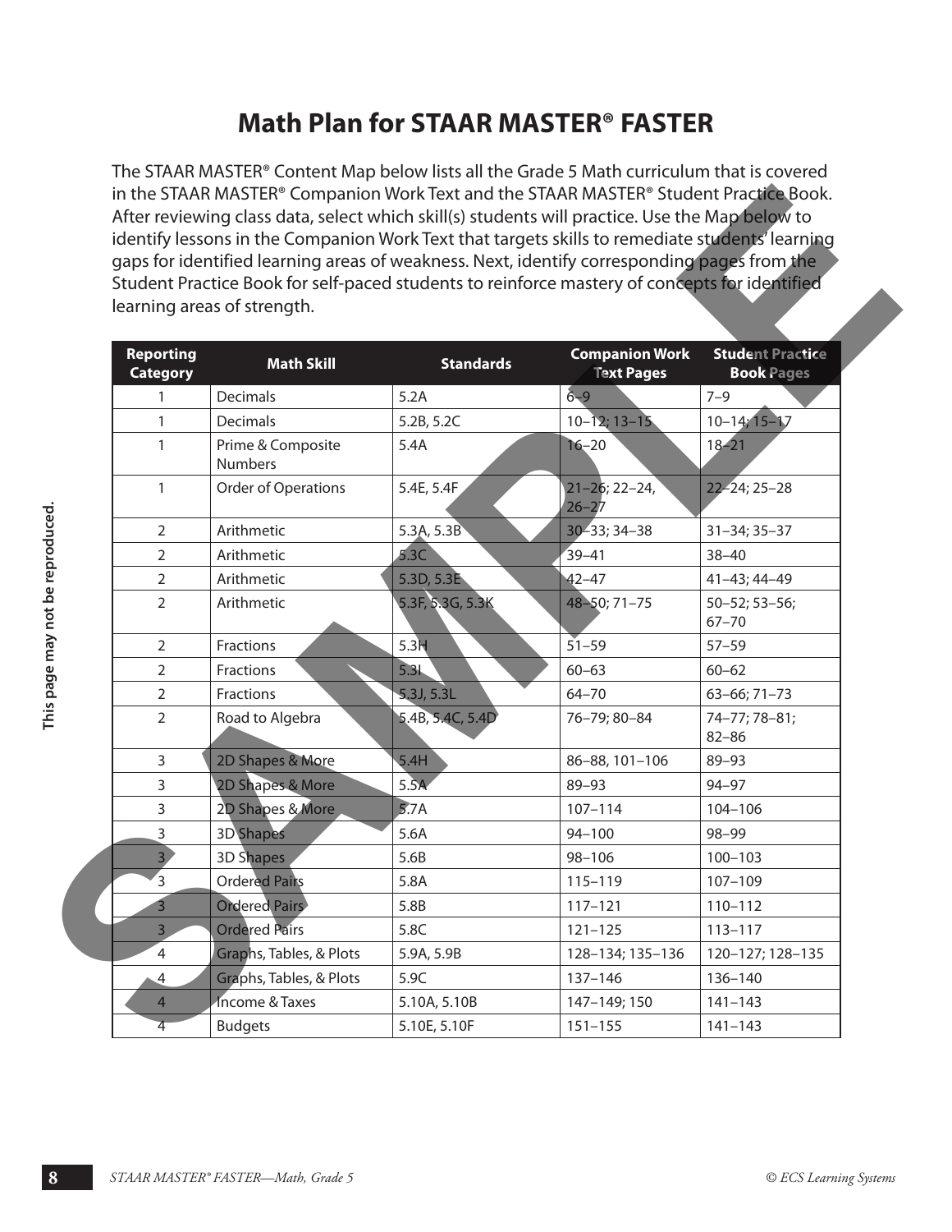# Math Plan for STAAR MASTER® FASTER

The STAAR MASTER® Content Map below lists all the Grade 5 Math curriculum that is covered in the STAAR MASTER® Companion Work Text and the STAAR MASTER® Student Practice Book. After reviewing class data, select which skill(s) students will practice. Use the Map below to identify lessons in the Companion Work Text that targets skills to remediate students' learning gaps for identified learning areas of weakness. Next, identify corresponding pages from the Student Practice Book for self-paced students to reinforce mastery of concepts for identified learning areas of strength.

| Reporting Category | Math Skill | Standards | Companion Work Text Pages | Student Practice Book Pages |
|---|---|---|---|---|
| 1 | Decimals | 5.2A | 6–9 | 7–9 |
| 1 | Decimals | 5.2B, 5.2C | 10–12; 13–15 | 10–14; 15–17 |
| 1 | Prime & Composite Numbers | 5.4A | 16–20 | 18–21 |
| 1 | Order of Operations | 5.4E, 5.4F | 21–26; 22–24, 26–27 | 22–24; 25–28 |
| 2 | Arithmetic | 5.3A, 5.3B | 30–33; 34–38 | 31–34; 35–37 |
| 2 | Arithmetic | 5.3C | 39–41 | 38–40 |
| 2 | Arithmetic | 5.3D, 5.3E | 42–47 | 41–43; 44–49 |
| 2 | Arithmetic | 5.3F, 5.3G, 5.3K | 48–50; 71–75 | 50–52; 53–56; 67–70 |
| 2 | Fractions | 5.3H | 51–59 | 57–59 |
| 2 | Fractions | 5.3I | 60–63 | 60–62 |
| 2 | Fractions | 5.3J, 5.3L | 64–70 | 63–66; 71–73 |
| 2 | Road to Algebra | 5.4B, 5.4C, 5.4D | 76–79; 80–84 | 74–77; 78–81; 82–86 |
| 3 | 2D Shapes & More | 5.4H | 86–88, 101–106 | 89–93 |
| 3 | 2D Shapes & More | 5.5A | 89–93 | 94–97 |
| 3 | 2D Shapes & More | 5.7A | 107–114 | 104–106 |
| 3 | 3D Shapes | 5.6A | 94–100 | 98–99 |
| 3 | 3D Shapes | 5.6B | 98–106 | 100–103 |
| 3 | Ordered Pairs | 5.8A | 115–119 | 107–109 |
| 3 | Ordered Pairs | 5.8B | 117–121 | 110–112 |
| 3 | Ordered Pairs | 5.8C | 121–125 | 113–117 |
| 4 | Graphs, Tables, & Plots | 5.9A, 5.9B | 128–134; 135–136 | 120–127; 128–135 |
| 4 | Graphs, Tables, & Plots | 5.9C | 137–146 | 136–140 |
| 4 | Income & Taxes | 5.10A, 5.10B | 147–149; 150 | 141–143 |
| 4 | Budgets | 5.10E, 5.10F | 151–155 | 141–143 |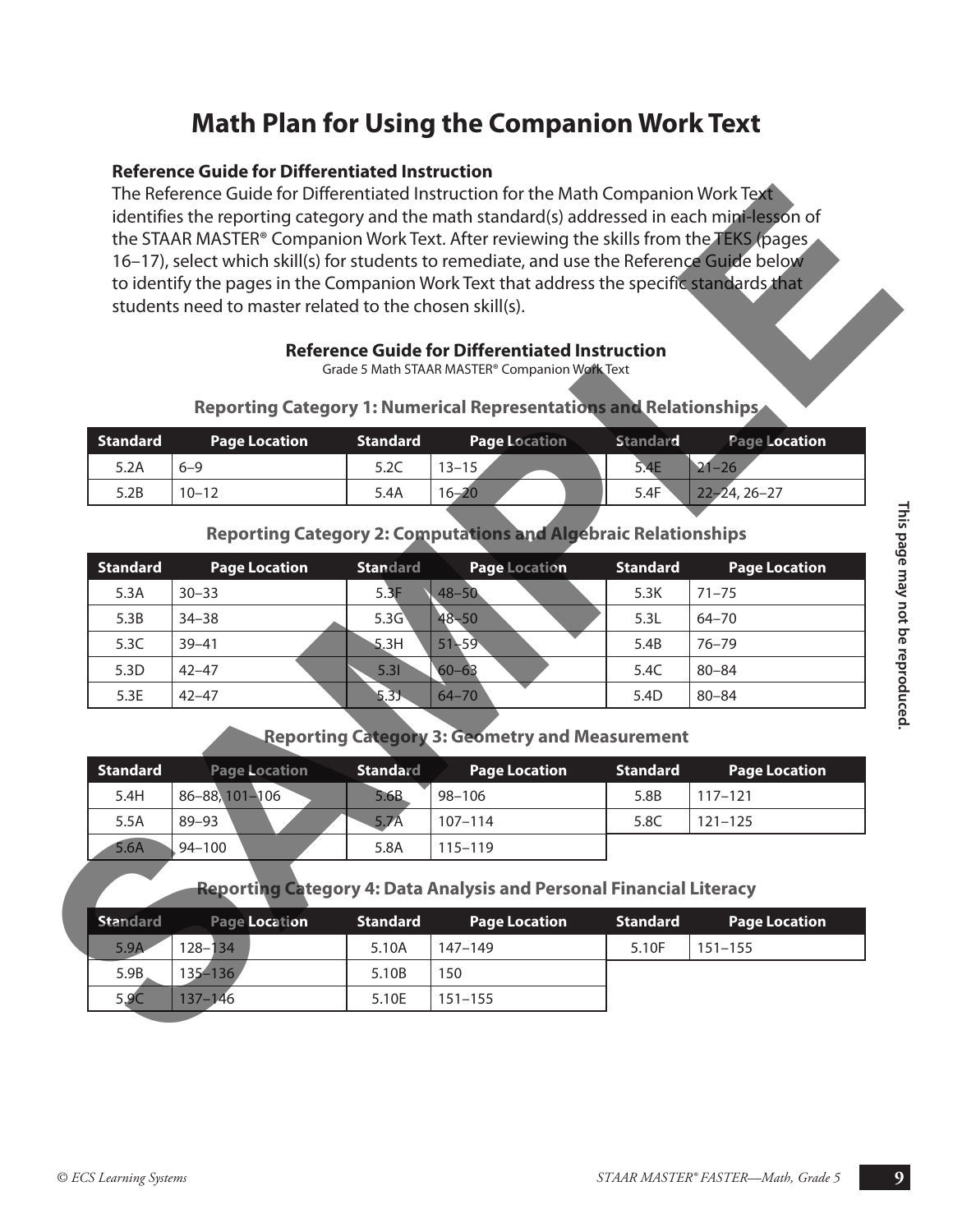# Math Plan for Using the Companion Work Text

### Reference Guide for Differentiated Instruction

The Reference Guide for Differentiated Instruction for the Math Companion Work Text identifies the reporting category and the math standard(s) addressed in each mini-lesson of the STAAR MASTER® Companion Work Text. After reviewing the skills from the TEKS (pages 16–17), select which skill(s) for students to remediate, and use the Reference Guide below to identify the pages in the Companion Work Text that address the specific standards that students need to master related to the chosen skill(s).

**Reference Guide for Differentiated Instruction**

Grade 5 Math STAAR MASTER® Companion Work Text

**Reporting Category 1: Numerical Representations and Relationships**

| Standard | Page Location | Standard | Page Location | Standard | Page Location |
|---|---|---|---|---|---|
| 5.2A | 6–9 | 5.2C | 13–15 | 5.4E | 21–26 |
| 5.2B | 10–12 | 5.4A | 16–20 | 5.4F | 22–24, 26–27 |

**Reporting Category 2: Computations and Algebraic Relationships**

| Standard | Page Location | Standard | Page Location | Standard | Page Location |
|---|---|---|---|---|---|
| 5.3A | 30–33 | 5.3F | 48–50 | 5.3K | 71–75 |
| 5.3B | 34–38 | 5.3G | 48–50 | 5.3L | 64–70 |
| 5.3C | 39–41 | 5.3H | 51–59 | 5.4B | 76–79 |
| 5.3D | 42–47 | 5.3I | 60–63 | 5.4C | 80–84 |
| 5.3E | 42–47 | 5.3J | 64–70 | 5.4D | 80–84 |

**Reporting Category 3: Geometry and Measurement**

| Standard | Page Location | Standard | Page Location | Standard | Page Location |
|---|---|---|---|---|---|
| 5.4H | 86–88, 101–106 | 5.6B | 98–106 | 5.8B | 117–121 |
| 5.5A | 89–93 | 5.7A | 107–114 | 5.8C | 121–125 |
| 5.6A | 94–100 | 5.8A | 115–119 | | |

**Reporting Category 4: Data Analysis and Personal Financial Literacy**

| Standard | Page Location | Standard | Page Location | Standard | Page Location |
|---|---|---|---|---|---|
| 5.9A | 128–134 | 5.10A | 147–149 | 5.10F | 151–155 |
| 5.9B | 135–136 | 5.10B | 150 | | |
| 5.9C | 137–146 | 5.10E | 151–155 | | |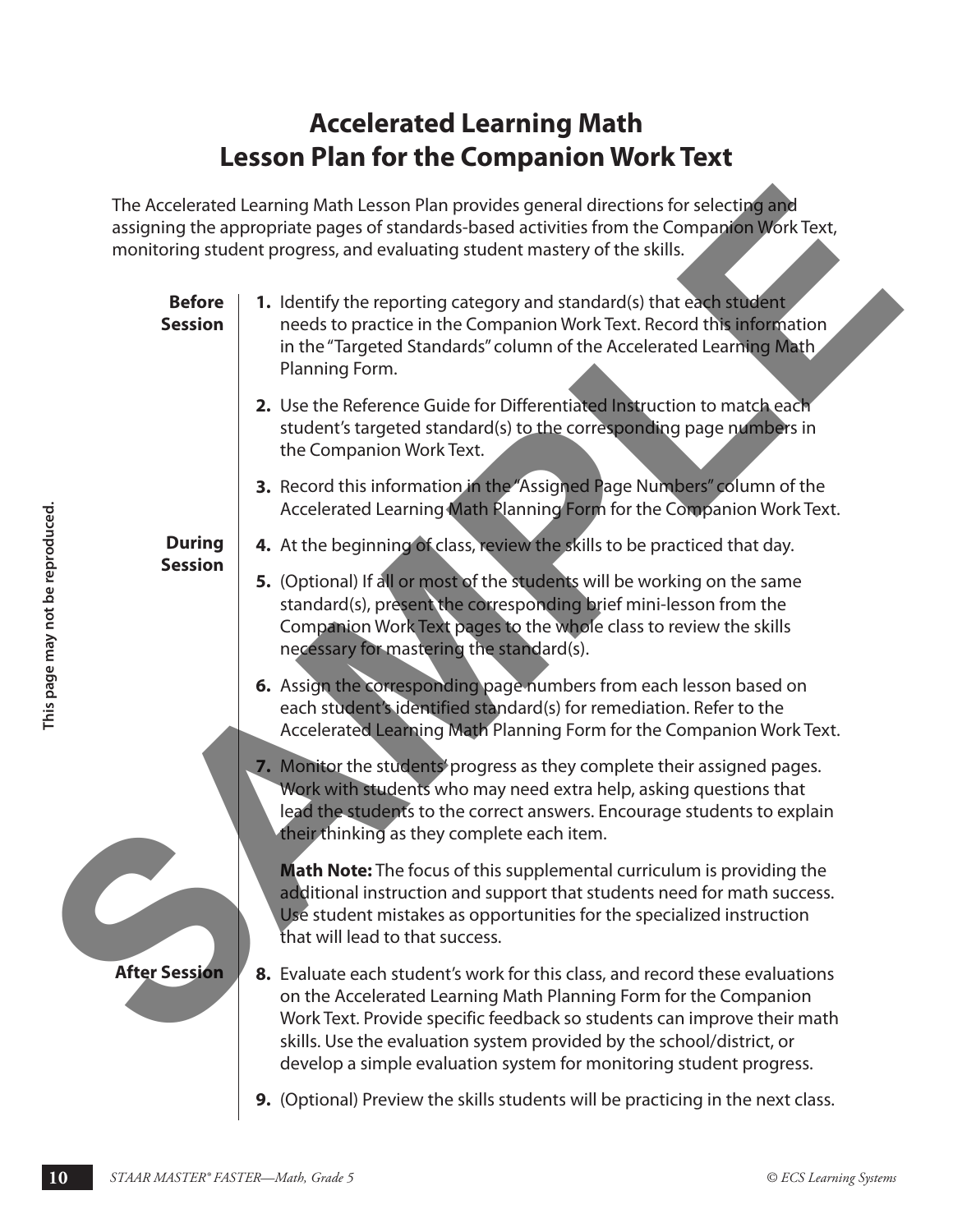# Accelerated Learning Math
# Lesson Plan for the Companion Work Text

The Accelerated Learning Math Lesson Plan provides general directions for selecting and assigning the appropriate pages of standards-based activities from the Companion Work Text, monitoring student progress, and evaluating student mastery of the skills.

**Before Session**

1. Identify the reporting category and standard(s) that each student needs to practice in the Companion Work Text. Record this information in the "Targeted Standards" column of the Accelerated Learning Math Planning Form.
2. Use the Reference Guide for Differentiated Instruction to match each student's targeted standard(s) to the corresponding page numbers in the Companion Work Text.
3. Record this information in the "Assigned Page Numbers" column of the Accelerated Learning Math Planning Form for the Companion Work Text.

**During Session**

4. At the beginning of class, review the skills to be practiced that day.
5. (Optional) If all or most of the students will be working on the same standard(s), present the corresponding brief mini-lesson from the Companion Work Text pages to the whole class to review the skills necessary for mastering the standard(s).
6. Assign the corresponding page numbers from each lesson based on each student's identified standard(s) for remediation. Refer to the Accelerated Learning Math Planning Form for the Companion Work Text.
7. Monitor the students' progress as they complete their assigned pages. Work with students who may need extra help, asking questions that lead the students to the correct answers. Encourage students to explain their thinking as they complete each item.

   **Math Note:** The focus of this supplemental curriculum is providing the additional instruction and support that students need for math success. Use student mistakes as opportunities for the specialized instruction that will lead to that success.

**After Session**

8. Evaluate each student's work for this class, and record these evaluations on the Accelerated Learning Math Planning Form for the Companion Work Text. Provide specific feedback so students can improve their math skills. Use the evaluation system provided by the school/district, or develop a simple evaluation system for monitoring student progress.
9. (Optional) Preview the skills students will be practicing in the next class.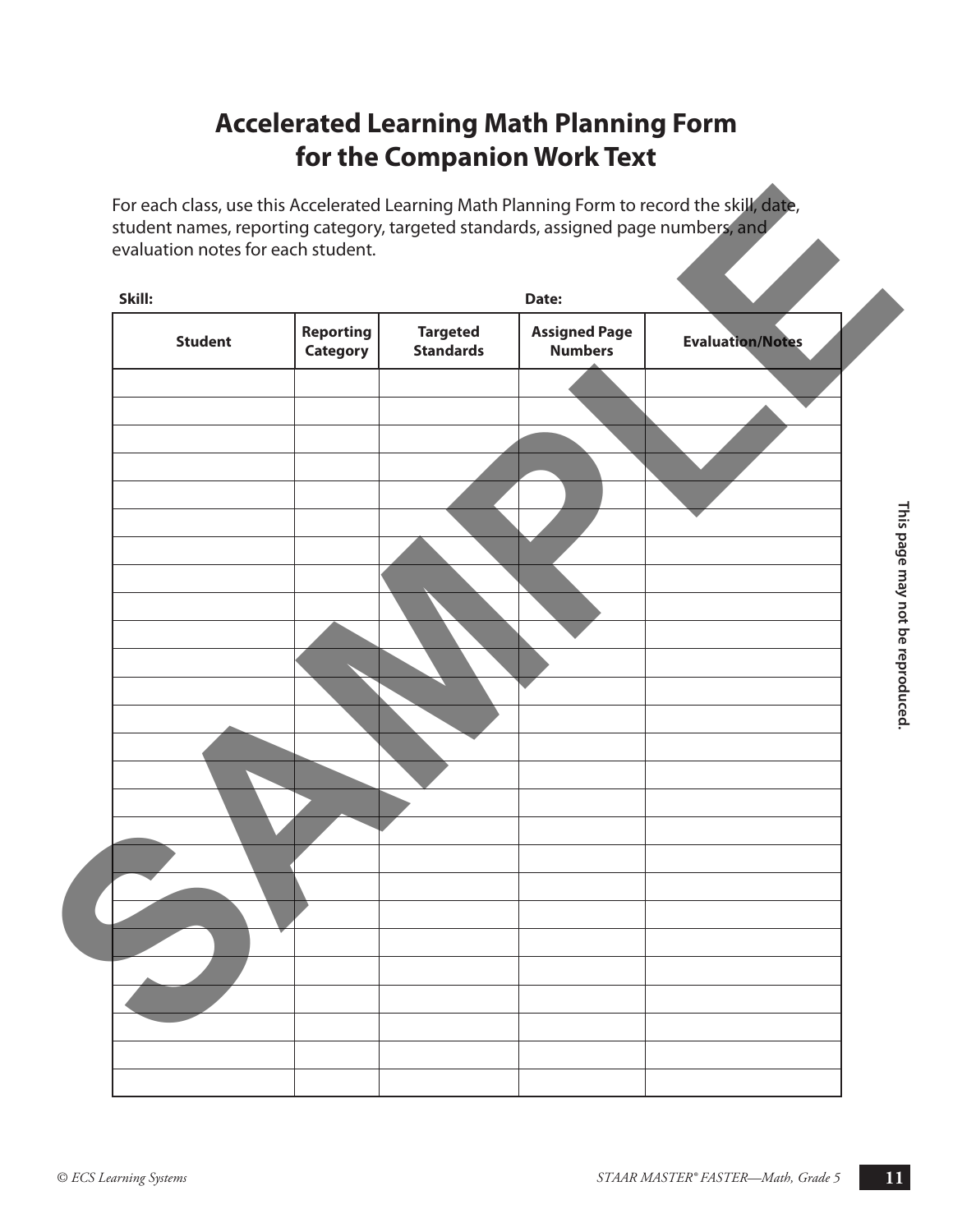# Accelerated Learning Math Planning Form for the Companion Work Text

For each class, use this Accelerated Learning Math Planning Form to record the skill, date, student names, reporting category, targeted standards, assigned page numbers, and evaluation notes for each student.

**Skill:** **Date:**

| Student | Reporting Category | Targeted Standards | Assigned Page Numbers | Evaluation/Notes |
|---|---|---|---|---|
| | | | | |
| | | | | |
| | | | | |
| | | | | |
| | | | | |
| | | | | |
| | | | | |
| | | | | |
| | | | | |
| | | | | |
| | | | | |
| | | | | |
| | | | | |
| | | | | |
| | | | | |
| | | | | |
| | | | | |
| | | | | |
| | | | | |
| | | | | |
| | | | | |
| | | | | |
| | | | | |
| | | | | |
| | | | | |
| | | | | |

**This page may not be reproduced.**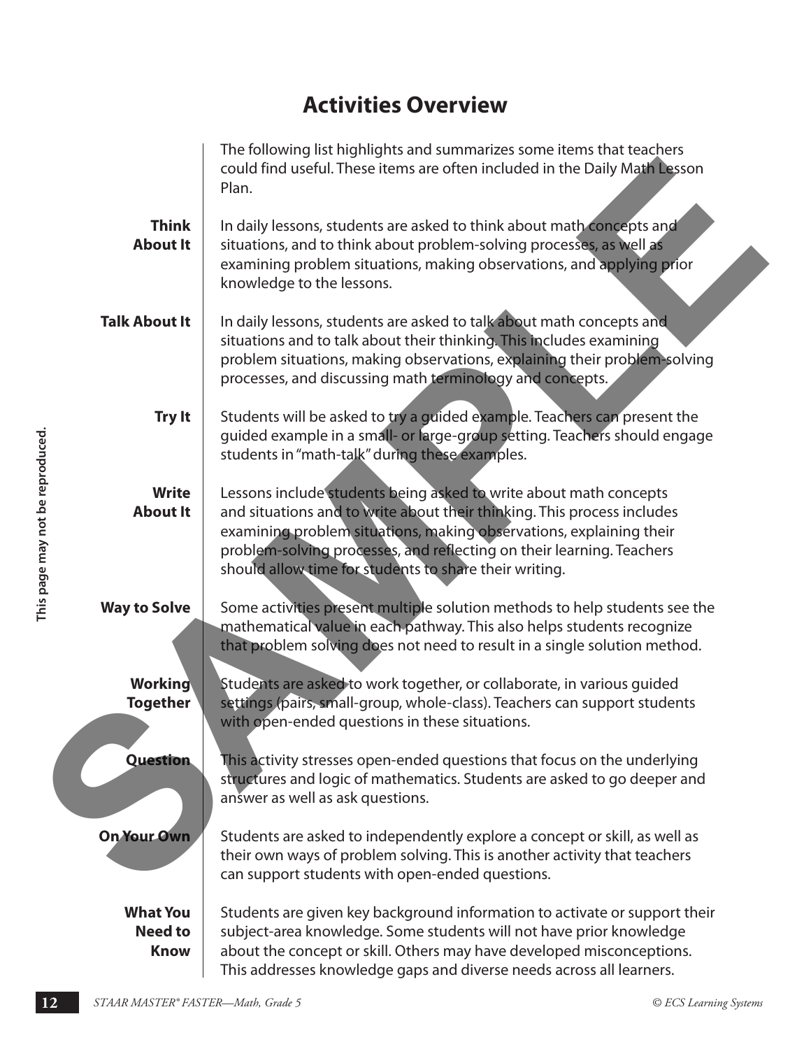## Activities Overview

The following list highlights and summarizes some items that teachers could find useful. These items are often included in the Daily Math Lesson Plan.

**Think About It**

In daily lessons, students are asked to think about math concepts and situations, and to think about problem-solving processes, as well as examining problem situations, making observations, and applying prior knowledge to the lessons.

**Talk About It**

In daily lessons, students are asked to talk about math concepts and situations and to talk about their thinking. This includes examining problem situations, making observations, explaining their problem-solving processes, and discussing math terminology and concepts.

**Try It**

Students will be asked to try a guided example. Teachers can present the guided example in a small- or large-group setting. Teachers should engage students in "math-talk" during these examples.

**Write About It**

Lessons include students being asked to write about math concepts and situations and to write about their thinking. This process includes examining problem situations, making observations, explaining their problem-solving processes, and reflecting on their learning. Teachers should allow time for students to share their writing.

**Way to Solve**

Some activities present multiple solution methods to help students see the mathematical value in each pathway. This also helps students recognize that problem solving does not need to result in a single solution method.

**Working Together**

Students are asked to work together, or collaborate, in various guided settings (pairs, small-group, whole-class). Teachers can support students with open-ended questions in these situations.

**Question**

This activity stresses open-ended questions that focus on the underlying structures and logic of mathematics. Students are asked to go deeper and answer as well as ask questions.

**On Your Own**

Students are asked to independently explore a concept or skill, as well as their own ways of problem solving. This is another activity that teachers can support students with open-ended questions.

**What You Need to Know**

Students are given key background information to activate or support their subject-area knowledge. Some students will not have prior knowledge about the concept or skill. Others may have developed misconceptions. This addresses knowledge gaps and diverse needs across all learners.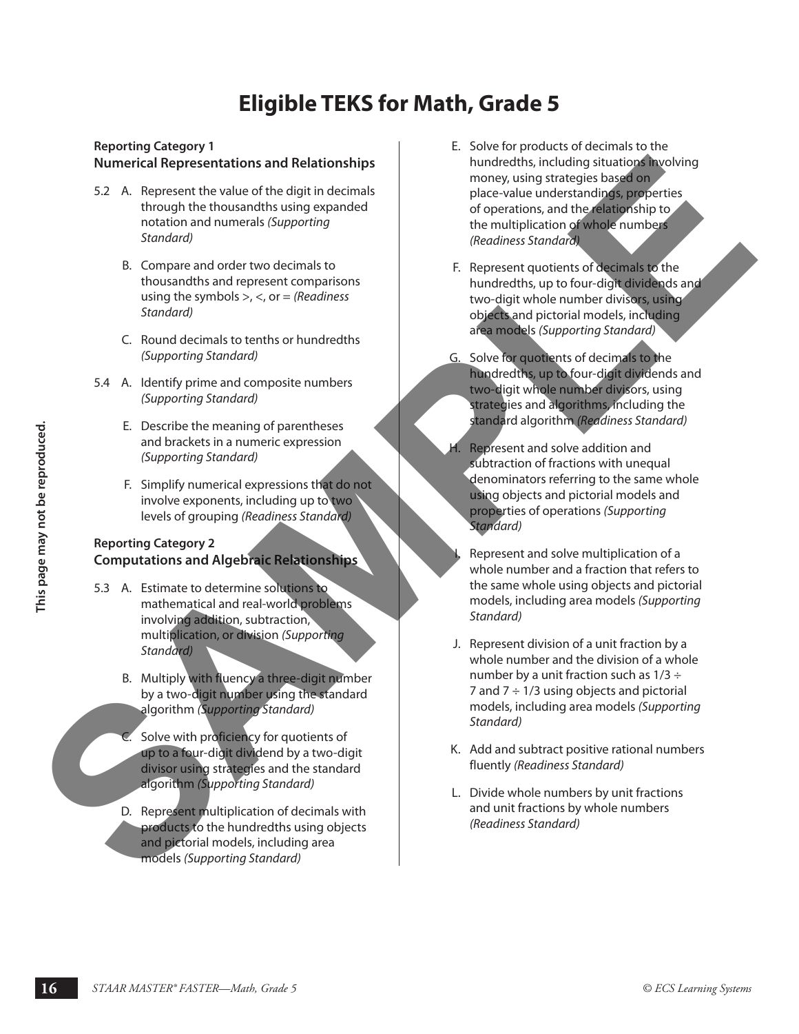# Eligible TEKS for Math, Grade 5

**Reporting Category 1**
**Numerical Representations and Relationships**

5.2 A. Represent the value of the digit in decimals through the thousandths using expanded notation and numerals *(Supporting Standard)*

B. Compare and order two decimals to thousandths and represent comparisons using the symbols >, <, or = *(Readiness Standard)*

C. Round decimals to tenths or hundredths *(Supporting Standard)*

5.4 A. Identify prime and composite numbers *(Supporting Standard)*

E. Describe the meaning of parentheses and brackets in a numeric expression *(Supporting Standard)*

F. Simplify numerical expressions that do not involve exponents, including up to two levels of grouping *(Readiness Standard)*

**Reporting Category 2**
**Computations and Algebraic Relationships**

5.3 A. Estimate to determine solutions to mathematical and real-world problems involving addition, subtraction, multiplication, or division *(Supporting Standard)*

B. Multiply with fluency a three-digit number by a two-digit number using the standard algorithm *(Supporting Standard)*

C. Solve with proficiency for quotients of up to a four-digit dividend by a two-digit divisor using strategies and the standard algorithm *(Supporting Standard)*

D. Represent multiplication of decimals with products to the hundredths using objects and pictorial models, including area models *(Supporting Standard)*

E. Solve for products of decimals to the hundredths, including situations involving money, using strategies based on place-value understandings, properties of operations, and the relationship to the multiplication of whole numbers *(Readiness Standard)*

F. Represent quotients of decimals to the hundredths, up to four-digit dividends and two-digit whole number divisors, using objects and pictorial models, including area models *(Supporting Standard)*

G. Solve for quotients of decimals to the hundredths, up to four-digit dividends and two-digit whole number divisors, using strategies and algorithms, including the standard algorithm *(Readiness Standard)*

H. Represent and solve addition and subtraction of fractions with unequal denominators referring to the same whole using objects and pictorial models and properties of operations *(Supporting Standard)*

I. Represent and solve multiplication of a whole number and a fraction that refers to the same whole using objects and pictorial models, including area models *(Supporting Standard)*

J. Represent division of a unit fraction by a whole number and the division of a whole number by a unit fraction such as $1/3 \div 7$ and $7 \div 1/3$ using objects and pictorial models, including area models *(Supporting Standard)*

K. Add and subtract positive rational numbers fluently *(Readiness Standard)*

L. Divide whole numbers by unit fractions and unit fractions by whole numbers *(Readiness Standard)*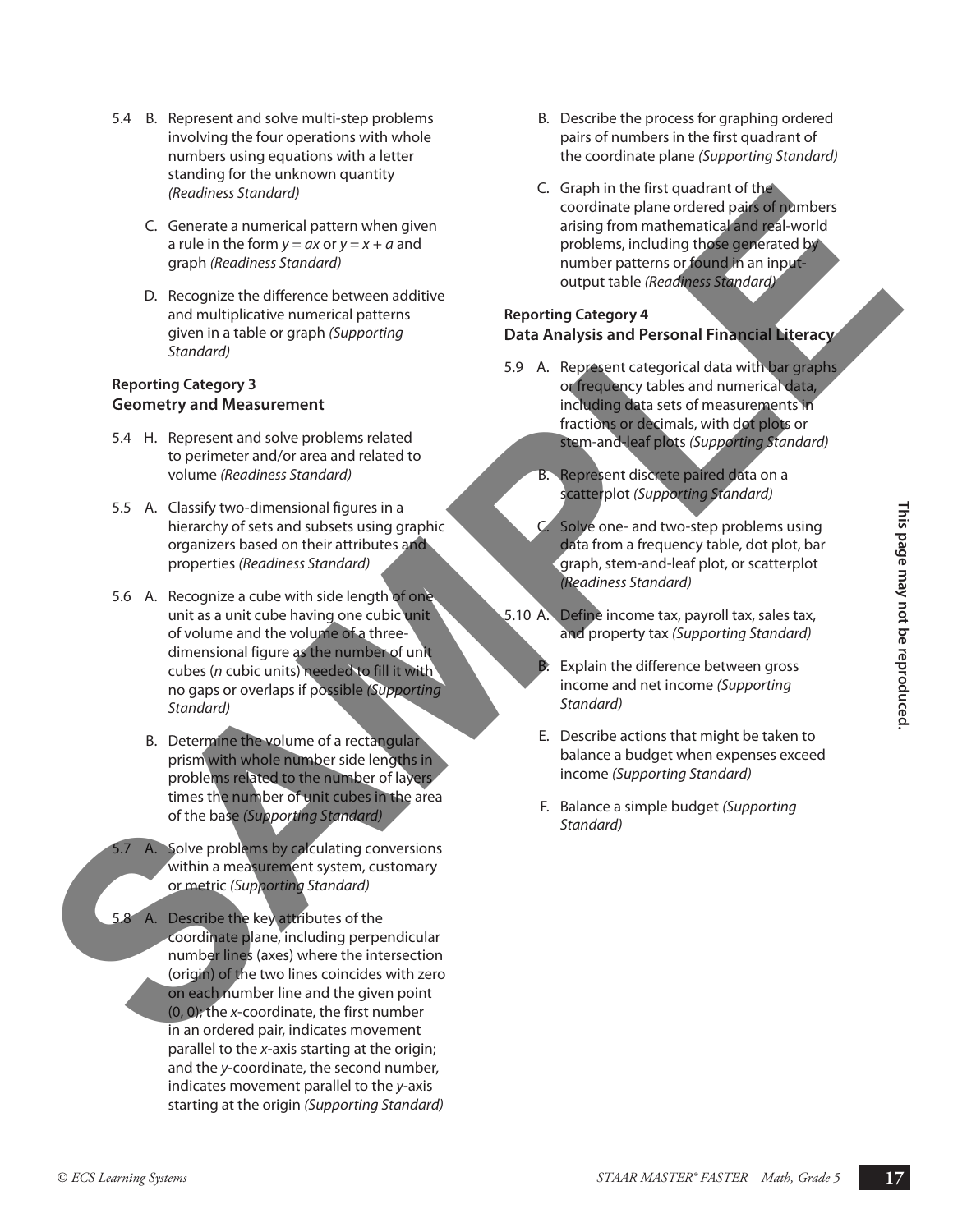5.4 B. Represent and solve multi-step problems involving the four operations with whole numbers using equations with a letter standing for the unknown quantity *(Readiness Standard)*

C. Generate a numerical pattern when given a rule in the form $y = ax$ or $y = x + a$ and graph *(Readiness Standard)*

D. Recognize the difference between additive and multiplicative numerical patterns given in a table or graph *(Supporting Standard)*

**Reporting Category 3**
**Geometry and Measurement**

5.4 H. Represent and solve problems related to perimeter and/or area and related to volume *(Readiness Standard)*

5.5 A. Classify two-dimensional figures in a hierarchy of sets and subsets using graphic organizers based on their attributes and properties *(Readiness Standard)*

5.6 A. Recognize a cube with side length of one unit as a unit cube having one cubic unit of volume and the volume of a three-dimensional figure as the number of unit cubes ($n$ cubic units) needed to fill it with no gaps or overlaps if possible *(Supporting Standard)*

B. Determine the volume of a rectangular prism with whole number side lengths in problems related to the number of layers times the number of unit cubes in the area of the base *(Supporting Standard)*

5.7 A. Solve problems by calculating conversions within a measurement system, customary or metric *(Supporting Standard)*

5.8 A. Describe the key attributes of the coordinate plane, including perpendicular number lines (axes) where the intersection (origin) of the two lines coincides with zero on each number line and the given point (0, 0); the $x$-coordinate, the first number in an ordered pair, indicates movement parallel to the $x$-axis starting at the origin; and the $y$-coordinate, the second number, indicates movement parallel to the $y$-axis starting at the origin *(Supporting Standard)*

B. Describe the process for graphing ordered pairs of numbers in the first quadrant of the coordinate plane *(Supporting Standard)*

C. Graph in the first quadrant of the coordinate plane ordered pairs of numbers arising from mathematical and real-world problems, including those generated by number patterns or found in an input-output table *(Readiness Standard)*

**Reporting Category 4**
**Data Analysis and Personal Financial Literacy**

5.9 A. Represent categorical data with bar graphs or frequency tables and numerical data, including data sets of measurements in fractions or decimals, with dot plots or stem-and-leaf plots *(Supporting Standard)*

B. Represent discrete paired data on a scatterplot *(Supporting Standard)*

C. Solve one- and two-step problems using data from a frequency table, dot plot, bar graph, stem-and-leaf plot, or scatterplot *(Readiness Standard)*

5.10 A. Define income tax, payroll tax, sales tax, and property tax *(Supporting Standard)*

B. Explain the difference between gross income and net income *(Supporting Standard)*

E. Describe actions that might be taken to balance a budget when expenses exceed income *(Supporting Standard)*

F. Balance a simple budget *(Supporting Standard)*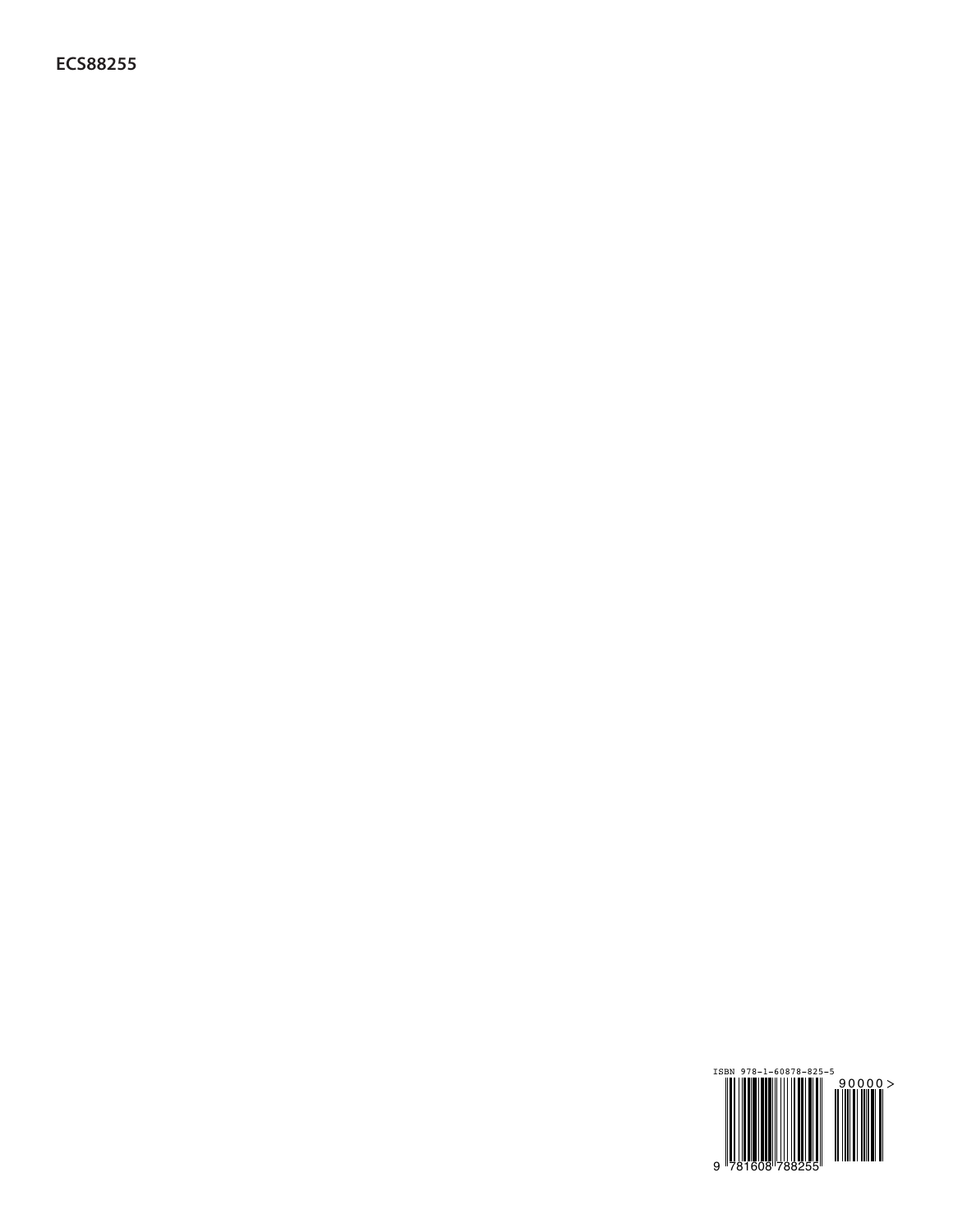**ECS88255**

ISBN 978-1-60878-825-5

90000>

9 781608 788255